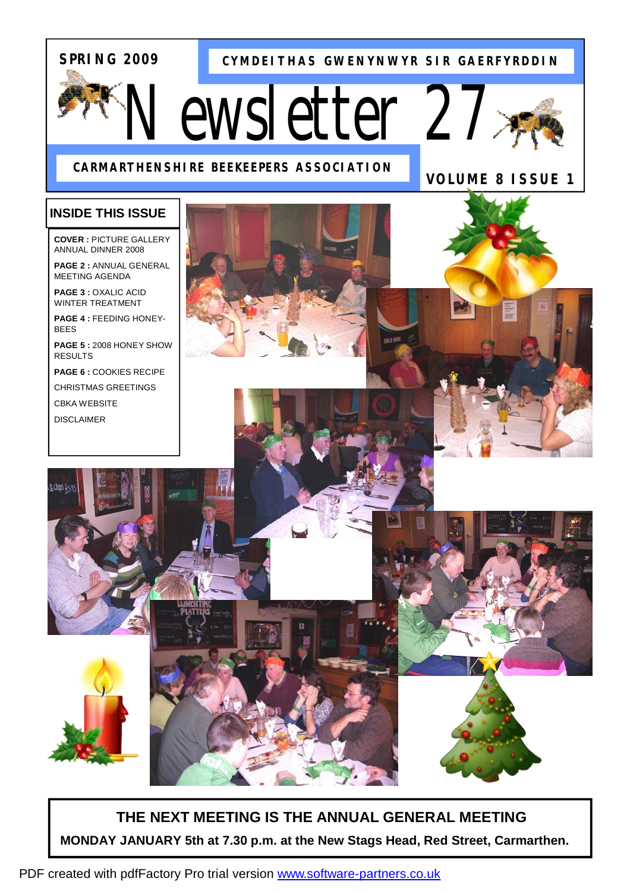**SPRING 2009**

**CYMDEITHAS GWENYNWYR SIR GAERFYRDDIN**

# Newsletter 27

**CARMARTHENSHIRE BEEKEEPERS ASSOCIATION**

**VOLUME 8 ISSUE 1**

## INSIDE THIS ISSUE

**COVER :** PICTURE GALLERY ANNUAL DINNER 2008

**PAGE 2 :** ANNUAL GENERAL MEETING AGENDA

**PAGE 3 :** OXALIC ACID WINTER TREATMENT

**PAGE 4 :** FEEDING HONEY-BEES

**PAGE 5 :** 2008 HONEY SHOW RESULTS

**PAGE 6 :** COOKIES RECIPE

CHRISTMAS GREETINGS

CBKA WEBSITE

DISCLAIMER

**THE NEXT MEETING IS THE ANNUAL GENERAL MEETING**

**MONDAY JANUARY 5th at 7.30 p.m. at the New Stags Head, Red Street, Carmarthen.**

PDF created with pdfFactory Pro trial version www.software-partners.co.uk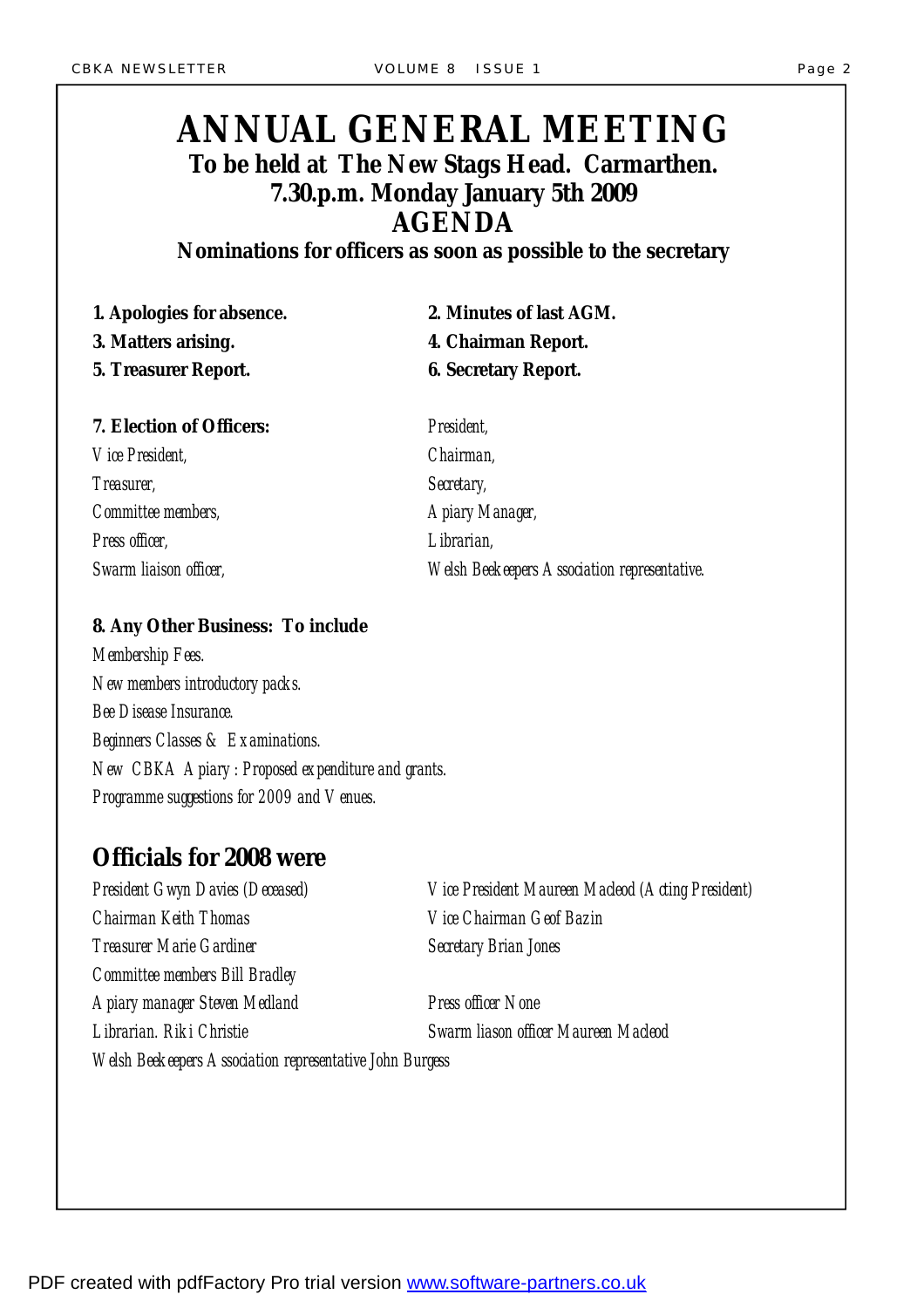# ANNUAL GENERAL MEETING

## To be held at The New Stags Head. Carmarthen.
## 7.30.p.m. Monday January 5th 2009
## AGENDA

**Nominations for officers as soon as possible to the secretary**

**1. Apologies for absence.**

**2. Minutes of last AGM.**

**3. Matters arising.**

**4. Chairman Report.**

**5. Treasurer Report.**

**6. Secretary Report.**

**7. Election of Officers:**

*President,*
*Vice President,*
*Chairman,*
*Treasurer,*
*Secretary,*
*Committee members,*
*Apiary Manager,*
*Press officer,*
*Librarian,*
*Swarm liaison officer,*
*Welsh Beekeepers Association representative.*

**8. Any Other Business: To include**

*Membership Fees.*
*New members introductory packs.*
*Bee Disease Insurance.*
*Beginners Classes & Examinations.*
*New CBKA Apiary : Proposed expenditure and grants.*
*Programme suggestions for 2009 and Venues.*

## Officials for 2008 were

*President Gwyn Davies (Deceased)*
*Vice President Maureen Macleod (Acting President)*
*Chairman Keith Thomas*
*Vice Chairman Geof Bazin*
*Treasurer Marie Gardiner*
*Secretary Brian Jones*
*Committee members Bill Bradley*
*Apiary manager Steven Medland*
*Press officer None*
*Librarian. Riki Christie*
*Swarm liason officer Maureen Macleod*
*Welsh Beekeepers Association representative John Burgess*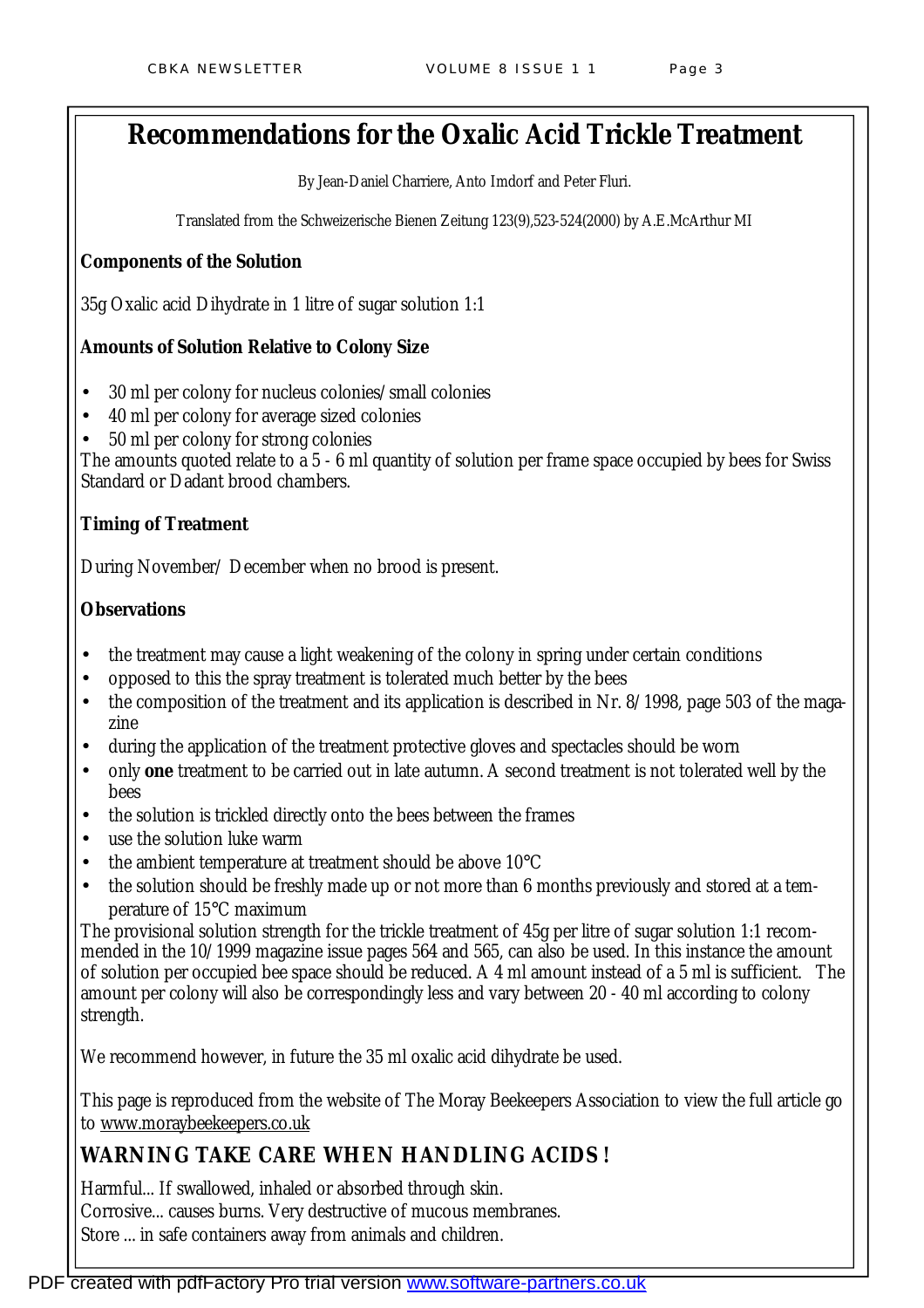# Recommendations for the Oxalic Acid Trickle Treatment

By Jean-Daniel Charriere, Anto Imdorf and Peter Fluri.

Translated from the Schweizerische Bienen Zeitung 123(9),523-524(2000) by A.E.McArthur MI

**Components of the Solution**

35g Oxalic acid Dihydrate in 1 litre of sugar solution 1:1

**Amounts of Solution Relative to Colony Size**

- 30 ml per colony for nucleus colonies/small colonies
- 40 ml per colony for average sized colonies
- 50 ml per colony for strong colonies

The amounts quoted relate to a 5 - 6 ml quantity of solution per frame space occupied by bees for Swiss Standard or Dadant brood chambers.

**Timing of Treatment**

During November/ December when no brood is present.

**Observations**

- the treatment may cause a light weakening of the colony in spring under certain conditions
- opposed to this the spray treatment is tolerated much better by the bees
- the composition of the treatment and its application is described in Nr. 8/1998, page 503 of the magazine
- during the application of the treatment protective gloves and spectacles should be worn
- only **one** treatment to be carried out in late autumn. A second treatment is not tolerated well by the bees
- the solution is trickled directly onto the bees between the frames
- use the solution luke warm
- the ambient temperature at treatment should be above 10°C
- the solution should be freshly made up or not more than 6 months previously and stored at a temperature of 15°C maximum

The provisional solution strength for the trickle treatment of 45g per litre of sugar solution 1:1 recommended in the 10/1999 magazine issue pages 564 and 565, can also be used. In this instance the amount of solution per occupied bee space should be reduced. A 4 ml amount instead of a 5 ml is sufficient. The amount per colony will also be correspondingly less and vary between 20 - 40 ml according to colony strength.

We recommend however, in future the 35 ml oxalic acid dihydrate be used.

This page is reproduced from the website of The Moray Beekeepers Association to view the full article go to www.moraybeekeepers.co.uk

## WARNING TAKE CARE WHEN HANDLING ACIDS !

Harmful... If swallowed, inhaled or absorbed through skin.
Corrosive... causes burns. Very destructive of mucous membranes.
Store ... in safe containers away from animals and children.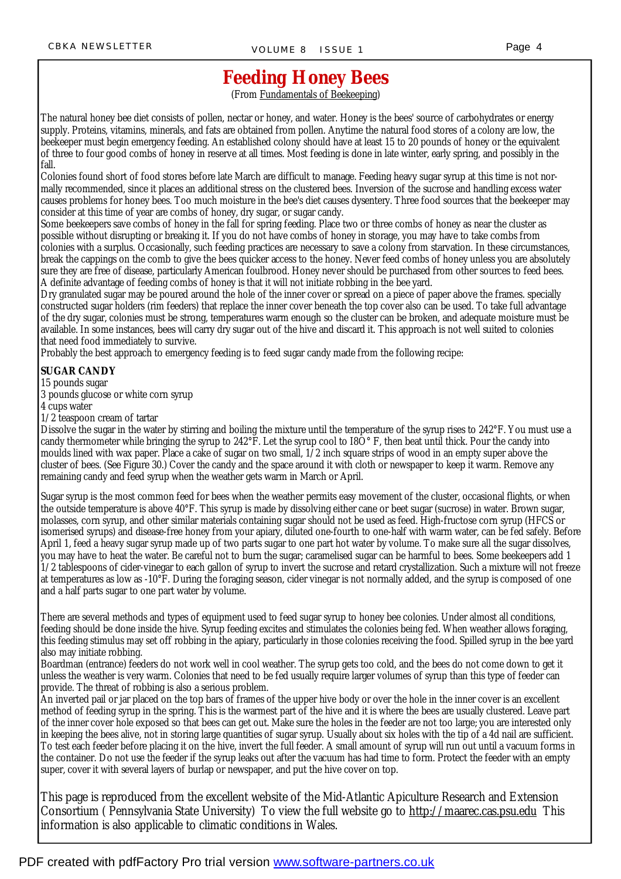# Feeding Honey Bees

(From Fundamentals of Beekeeping)

The natural honey bee diet consists of pollen, nectar or honey, and water. Honey is the bees' source of carbohydrates or energy supply. Proteins, vitamins, minerals, and fats are obtained from pollen. Anytime the natural food stores of a colony are low, the beekeeper must begin emergency feeding. An established colony should have at least 15 to 20 pounds of honey or the equivalent of three to four good combs of honey in reserve at all times. Most feeding is done in late winter, early spring, and possibly in the fall.

Colonies found short of food stores before late March are difficult to manage. Feeding heavy sugar syrup at this time is not normally recommended, since it places an additional stress on the clustered bees. Inversion of the sucrose and handling excess water causes problems for honey bees. Too much moisture in the bee's diet causes dysentery. Three food sources that the beekeeper may consider at this time of year are combs of honey, dry sugar, or sugar candy.

Some beekeepers save combs of honey in the fall for spring feeding. Place two or three combs of honey as near the cluster as possible without disrupting or breaking it. If you do not have combs of honey in storage, you may have to take combs from colonies with a surplus. Occasionally, such feeding practices are necessary to save a colony from starvation. In these circumstances, break the cappings on the comb to give the bees quicker access to the honey. Never feed combs of honey unless you are absolutely sure they are free of disease, particularly American foulbrood. Honey never should be purchased from other sources to feed bees. A definite advantage of feeding combs of honey is that it will not initiate robbing in the bee yard.

Dry granulated sugar may be poured around the hole of the inner cover or spread on a piece of paper above the frames. specially constructed sugar holders (rim feeders) that replace the inner cover beneath the top cover also can be used. To take full advantage of the dry sugar, colonies must be strong, temperatures warm enough so the cluster can be broken, and adequate moisture must be available. In some instances, bees will carry dry sugar out of the hive and discard it. This approach is not well suited to colonies that need food immediately to survive.

Probably the best approach to emergency feeding is to feed sugar candy made from the following recipe:

**SUGAR CANDY**

15 pounds sugar
3 pounds glucose or white corn syrup
4 cups water
1/2 teaspoon cream of tartar

Dissolve the sugar in the water by stirring and boiling the mixture until the temperature of the syrup rises to 242°F. You must use a candy thermometer while bringing the syrup to 242°F. Let the syrup cool to I8O° F, then beat until thick. Pour the candy into moulds lined with wax paper. Place a cake of sugar on two small, 1/2 inch square strips of wood in an empty super above the cluster of bees. (See Figure 30.) Cover the candy and the space around it with cloth or newspaper to keep it warm. Remove any remaining candy and feed syrup when the weather gets warm in March or April.

Sugar syrup is the most common feed for bees when the weather permits easy movement of the cluster, occasional flights, or when the outside temperature is above 40°F. This syrup is made by dissolving either cane or beet sugar (sucrose) in water. Brown sugar, molasses, corn syrup, and other similar materials containing sugar should not be used as feed. High-fructose corn syrup (HFCS or isomerised syrups) and disease-free honey from your apiary, diluted one-fourth to one-half with warm water, can be fed safely. Before April 1, feed a heavy sugar syrup made up of two parts sugar to one part hot water by volume. To make sure all the sugar dissolves, you may have to heat the water. Be careful not to burn the sugar; caramelised sugar can be harmful to bees. Some beekeepers add 1 1/2 tablespoons of cider-vinegar to each gallon of syrup to invert the sucrose and retard crystallization. Such a mixture will not freeze at temperatures as low as -10°F. During the foraging season, cider vinegar is not normally added, and the syrup is composed of one and a half parts sugar to one part water by volume.

There are several methods and types of equipment used to feed sugar syrup to honey bee colonies. Under almost all conditions, feeding should be done inside the hive. Syrup feeding excites and stimulates the colonies being fed. When weather allows foraging, this feeding stimulus may set off robbing in the apiary, particularly in those colonies receiving the food. Spilled syrup in the bee yard also may initiate robbing.

Boardman (entrance) feeders do not work well in cool weather. The syrup gets too cold, and the bees do not come down to get it unless the weather is very warm. Colonies that need to be fed usually require larger volumes of syrup than this type of feeder can provide. The threat of robbing is also a serious problem.

An inverted pail or jar placed on the top bars of frames of the upper hive body or over the hole in the inner cover is an excellent method of feeding syrup in the spring. This is the warmest part of the hive and it is where the bees are usually clustered. Leave part of the inner cover hole exposed so that bees can get out. Make sure the holes in the feeder are not too large; you are interested only in keeping the bees alive, not in storing large quantities of sugar syrup. Usually about six holes with the tip of a 4d nail are sufficient. To test each feeder before placing it on the hive, invert the full feeder. A small amount of syrup will run out until a vacuum forms in the container. Do not use the feeder if the syrup leaks out after the vacuum has had time to form. Protect the feeder with an empty super, cover it with several layers of burlap or newspaper, and put the hive cover on top.

This page is reproduced from the excellent website of the Mid-Atlantic Apiculture Research and Extension Consortium ( Pennsylvania State University) To view the full website go to http://maarec.cas.psu.edu This information is also applicable to climatic conditions in Wales.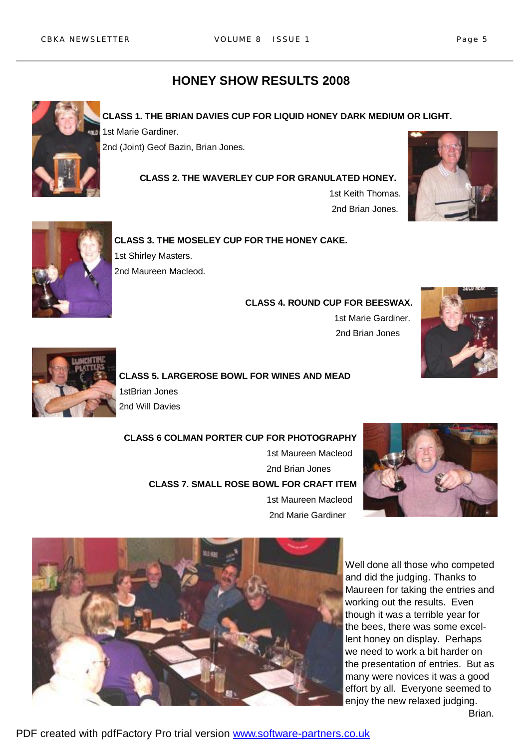## HONEY SHOW RESULTS 2008

**CLASS 1. THE BRIAN DAVIES CUP FOR LIQUID HONEY DARK MEDIUM OR LIGHT.**

1st Marie Gardiner.

2nd (Joint) Geof Bazin, Brian Jones.

**CLASS 2. THE WAVERLEY CUP FOR GRANULATED HONEY.**

1st Keith Thomas.

2nd Brian Jones.

**CLASS 3. THE MOSELEY CUP FOR THE HONEY CAKE.**

1st Shirley Masters.

2nd Maureen Macleod.

**CLASS 4. ROUND CUP FOR BEESWAX.**

1st Marie Gardiner.

2nd Brian Jones

**CLASS 5. LARGEROSE BOWL FOR WINES AND MEAD**

1stBrian Jones

2nd Will Davies

**CLASS 6 COLMAN PORTER CUP FOR PHOTOGRAPHY**

1st Maureen Macleod

2nd Brian Jones

**CLASS 7. SMALL ROSE BOWL FOR CRAFT ITEM**

1st Maureen Macleod

2nd Marie Gardiner

Well done all those who competed and did the judging. Thanks to Maureen for taking the entries and working out the results. Even though it was a terrible year for the bees, there was some excellent honey on display. Perhaps we need to work a bit harder on the presentation of entries. But as many were novices it was a good effort by all. Everyone seemed to enjoy the new relaxed judging.

Brian.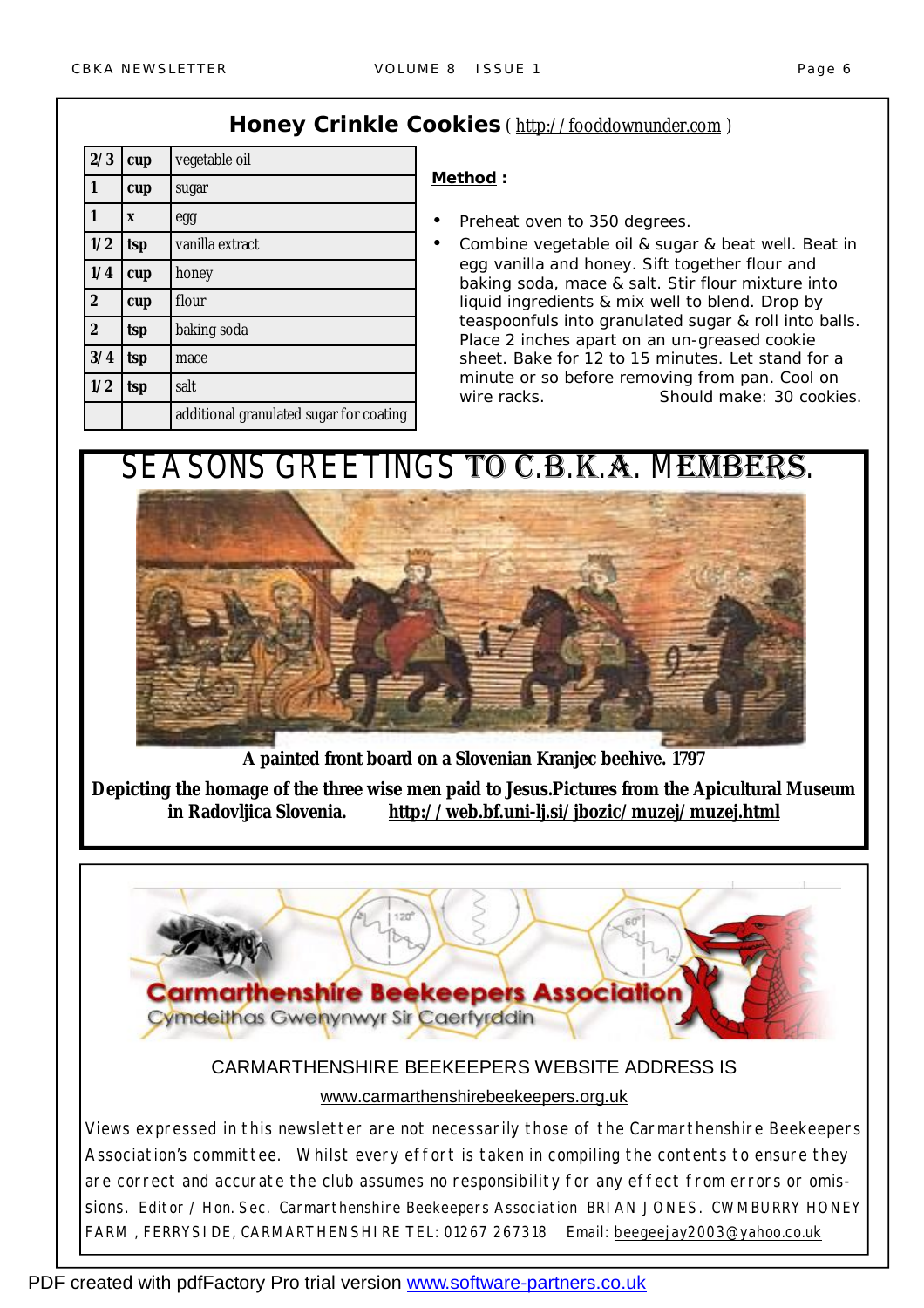## Honey Crinkle Cookies ( http://fooddownunder.com )

| | | |
|---|---|---|
| 2/3 | cup | vegetable oil |
| 1 | cup | sugar |
| 1 | x | egg |
| 1/2 | tsp | vanilla extract |
| 1/4 | cup | honey |
| 2 | cup | flour |
| 2 | tsp | baking soda |
| 3/4 | tsp | mace |
| 1/2 | tsp | salt |
| | | additional granulated sugar for coating |

**Method :**

- Preheat oven to 350 degrees.
- Combine vegetable oil & sugar & beat well. Beat in egg vanilla and honey. Sift together flour and baking soda, mace & salt. Stir flour mixture into liquid ingredients & mix well to blend. Drop by teaspoonfuls into granulated sugar & roll into balls. Place 2 inches apart on an un-greased cookie sheet. Bake for 12 to 15 minutes. Let stand for a minute or so before removing from pan. Cool on wire racks. Should make: 30 cookies.

# SEASONS GREETINGS TO C.B.K.A. MEMBERS.

**A painted front board on a Slovenian Kranjec beehive. 1797**

**Depicting the homage of the three wise men paid to Jesus.Pictures from the Apicultural Museum in Radovljica Slovenia. http://web.bf.uni-lj.si/jbozic/muzej/muzej.html**

**Carmarthenshire Beekeepers Association**
Cymdeithas Gwenynwyr Sir Caerfyrddin

CARMARTHENSHIRE BEEKEEPERS WEBSITE ADDRESS IS

www.carmarthenshirebeekeepers.org.uk

Views expressed in this newsletter are not necessarily those of the Carmarthenshire Beekeepers Association's committee. Whilst every effort is taken in compiling the contents to ensure they are correct and accurate the club assumes no responsibility for any effect from errors or omissions. Editor / Hon. Sec. Carmarthenshire Beekeepers Association BRIAN JONES. CWMBURRY HONEY FARM , FERRYSIDE, CARMARTHENSHIRE TEL: 01267 267318 Email: beegeejay2003@yahoo.co.uk

PDF created with pdfFactory Pro trial version www.software-partners.co.uk